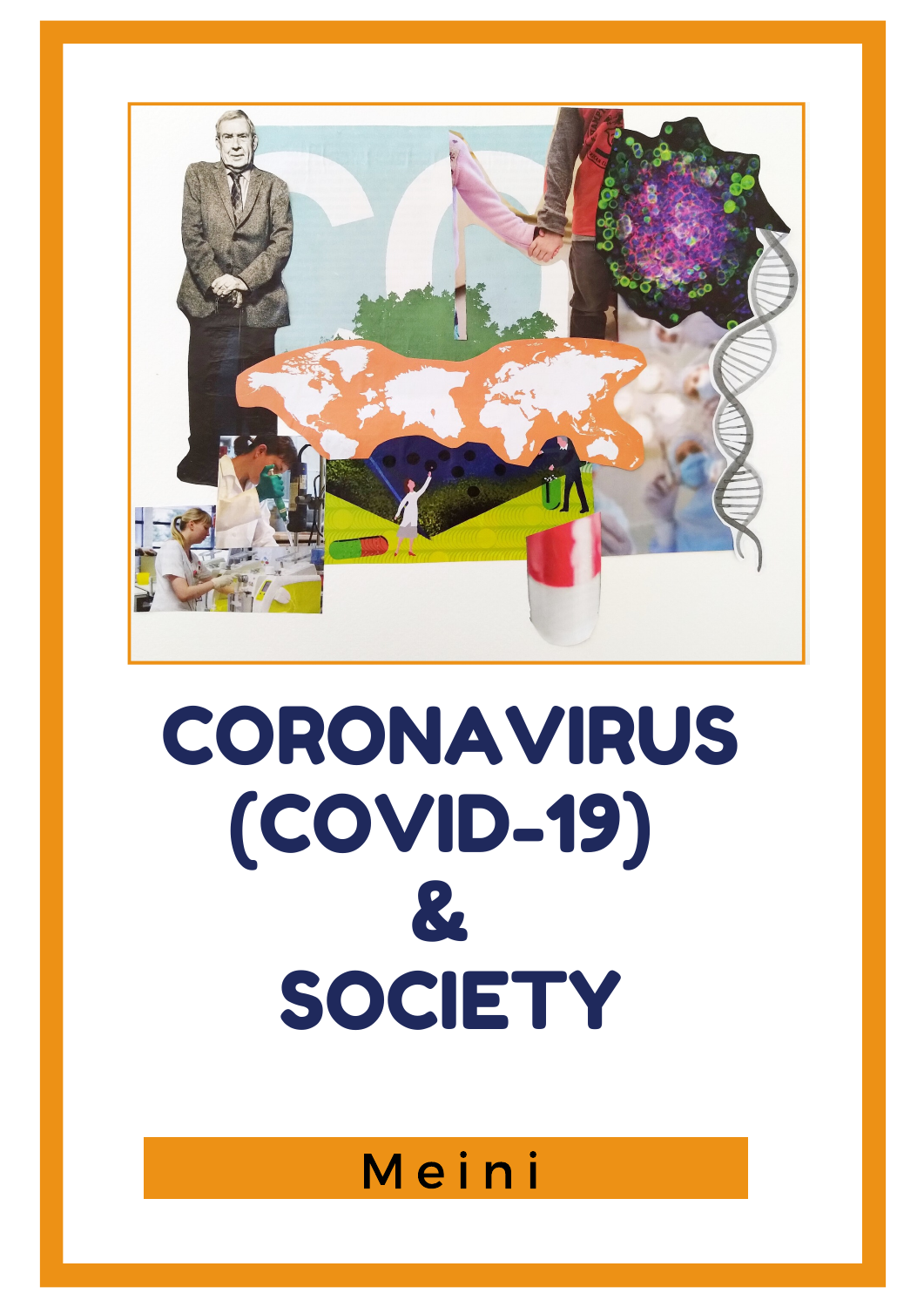# CORONAVIRUS (COVID-19) & SOCIETY

Meini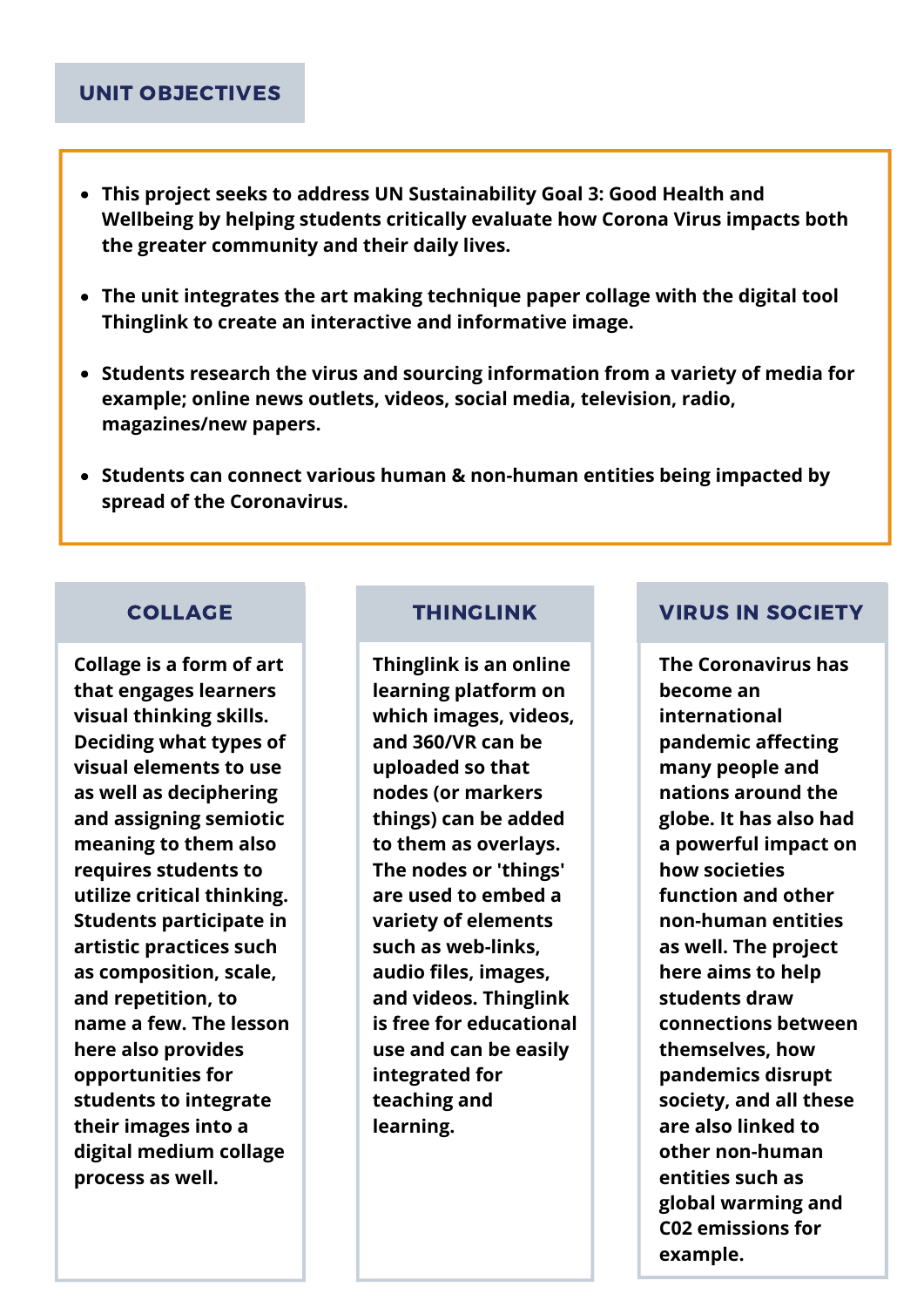## UNIT OBJECTIVES

- This project seeks to address UN Sustainability Goal 3: Good Health and Wellbeing by helping students critically evaluate how Corona Virus impacts both the greater community and their daily lives.
- The unit integrates the art making technique paper collage with the digital tool Thinglink to create an interactive and informative image.
- Students research the virus and sourcing information from a variety of media for example; online news outlets, videos, social media, television, radio, magazines/new papers.
- Students can connect various human & non-human entities being impacted by spread of the Coronavirus.

### COLLAGE

Collage is a form of art that engages learners visual thinking skills. Deciding what types of visual elements to use as well as deciphering and assigning semiotic meaning to them also requires students to utilize critical thinking. Students participate in artistic practices such as composition, scale, and repetition, to name a few. The lesson here also provides opportunities for students to integrate their images into a digital medium collage process as well.

### THINGLINK

Thinglink is an online learning platform on which images, videos, and 360/VR can be uploaded so that nodes (or markers things) can be added to them as overlays. The nodes or 'things' are used to embed a variety of elements such as web-links, audio files, images, and videos. Thinglink is free for educational use and can be easily integrated for teaching and learning.

### VIRUS IN SOCIETY

The Coronavirus has become an international pandemic affecting many people and nations around the globe. It has also had a powerful impact on how societies function and other non-human entities as well. The project here aims to help students draw connections between themselves, how pandemics disrupt society, and all these are linked to other non-human entities such as global warming and C02 emissions for example.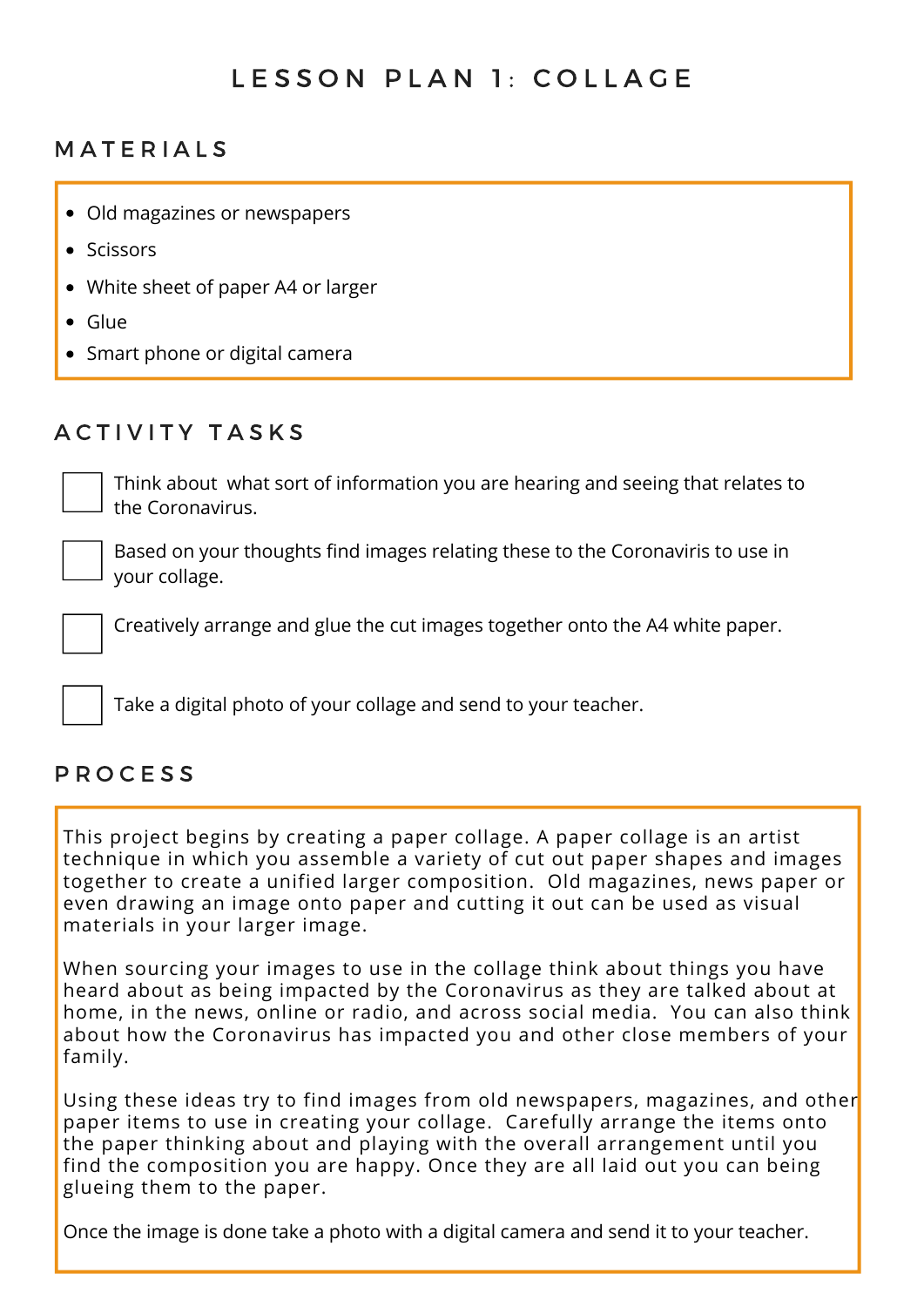# LESSON PLAN 1: COLLAGE

## MATERIALS

- Old magazines or newspapers
- Scissors
- White sheet of paper A4 or larger
- Glue
- Smart phone or digital camera

## ACTIVITY TASKS

- [ ] Think about what sort of information you are hearing and seeing that relates to the Coronavirus.
- [ ] Based on your thoughts find images relating these to the Coronaviris to use in your collage.
- [ ] Creatively arrange and glue the cut images together onto the A4 white paper.
- [ ] Take a digital photo of your collage and send to your teacher.

## PROCESS

This project begins by creating a paper collage. A paper collage is an artist technique in which you assemble a variety of cut out paper shapes and images together to create a unified larger composition. Old magazines, news paper or even drawing an image onto paper and cutting it out can be used as visual materials in your larger image.

When sourcing your images to use in the collage think about things you have heard about as being impacted by the Coronavirus as they are talked about at home, in the news, online or radio, and across social media. You can also think about how the Coronavirus has impacted you and other close members of your family.

Using these ideas try to find images from old newspapers, magazines, and other paper items to use in creating your collage. Carefully arrange the items onto the paper thinking about and playing with the overall arrangement until you find the composition you are happy. Once they are all laid out you can being glueing them to the paper.

Once the image is done take a photo with a digital camera and send it to your teacher.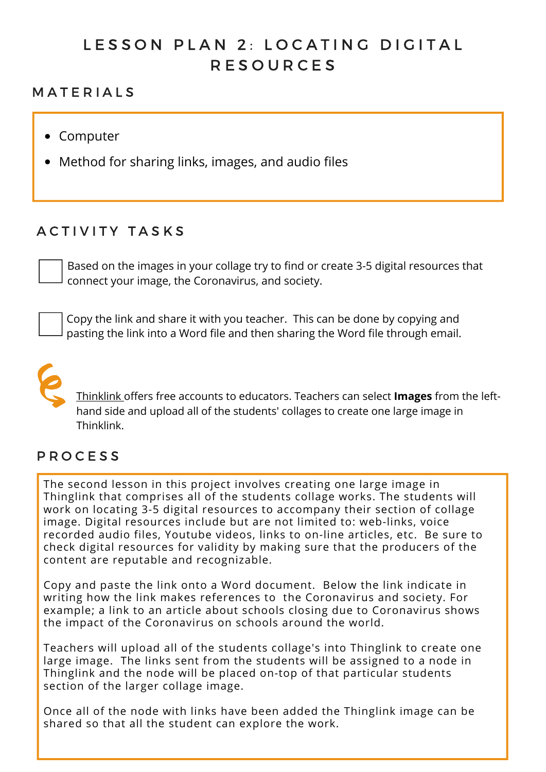# LESSON PLAN 2: LOCATING DIGITAL RESOURCES

## MATERIALS

- Computer
- Method for sharing links, images, and audio files

## ACTIVITY TASKS

- [ ] Based on the images in your collage try to find or create 3-5 digital resources that connect your image, the Coronavirus, and society.
- [ ] Copy the link and share it with you teacher. This can be done by copying and pasting the link into a Word file and then sharing the Word file through email.

Thinklink offers free accounts to educators. Teachers can select **Images** from the left-hand side and upload all of the students' collages to create one large image in Thinklink.

## PROCESS

The second lesson in this project involves creating one large image in Thinglink that comprises all of the students collage works. The students will work on locating 3-5 digital resources to accompany their section of collage image. Digital resources include but are not limited to: web-links, voice recorded audio files, Youtube videos, links to on-line articles, etc. Be sure to check digital resources for validity by making sure that the producers of the content are reputable and recognizable.

Copy and paste the link onto a Word document. Below the link indicate in writing how the link makes references to the Coronavirus and society. For example; a link to an article about schools closing due to Coronavirus shows the impact of the Coronavirus on schools around the world.

Teachers will upload all of the students collage's into Thinglink to create one large image. The links sent from the students will be assigned to a node in Thinglink and the node will be placed on-top of that particular students section of the larger collage image.

Once all of the node with links have been added the Thinglink image can be shared so that all the student can explore the work.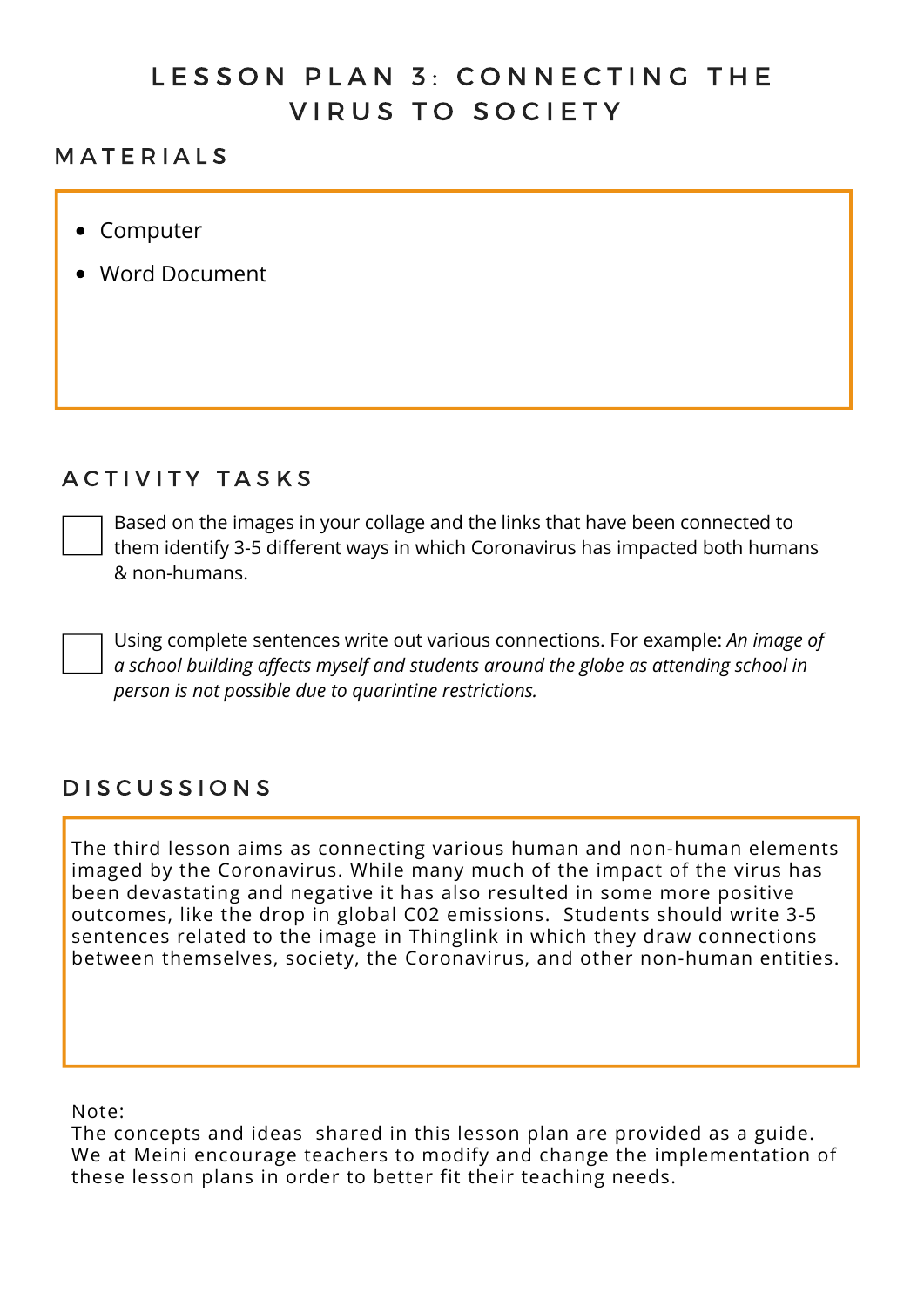# LESSON PLAN 3: CONNECTING THE VIRUS TO SOCIETY

## MATERIALS

- Computer
- Word Document

## ACTIVITY TASKS

- [ ] Based on the images in your collage and the links that have been connected to them identify 3-5 different ways in which Coronavirus has impacted both humans & non-humans.

- [ ] Using complete sentences write out various connections. For example: *An image of a school building affects myself and students around the globe as attending school in person is not possible due to quarintine restrictions.*

## DISCUSSIONS

The third lesson aims as connecting various human and non-human elements imaged by the Coronavirus. While many much of the impact of the virus has been devastating and negative it has also resulted in some more positive outcomes, like the drop in global C02 emissions. Students should write 3-5 sentences related to the image in Thinglink in which they draw connections between themselves, society, the Coronavirus, and other non-human entities.

Note:
The concepts and ideas shared in this lesson plan are provided as a guide. We at Meini encourage teachers to modify and change the implementation of these lesson plans in order to better fit their teaching needs.